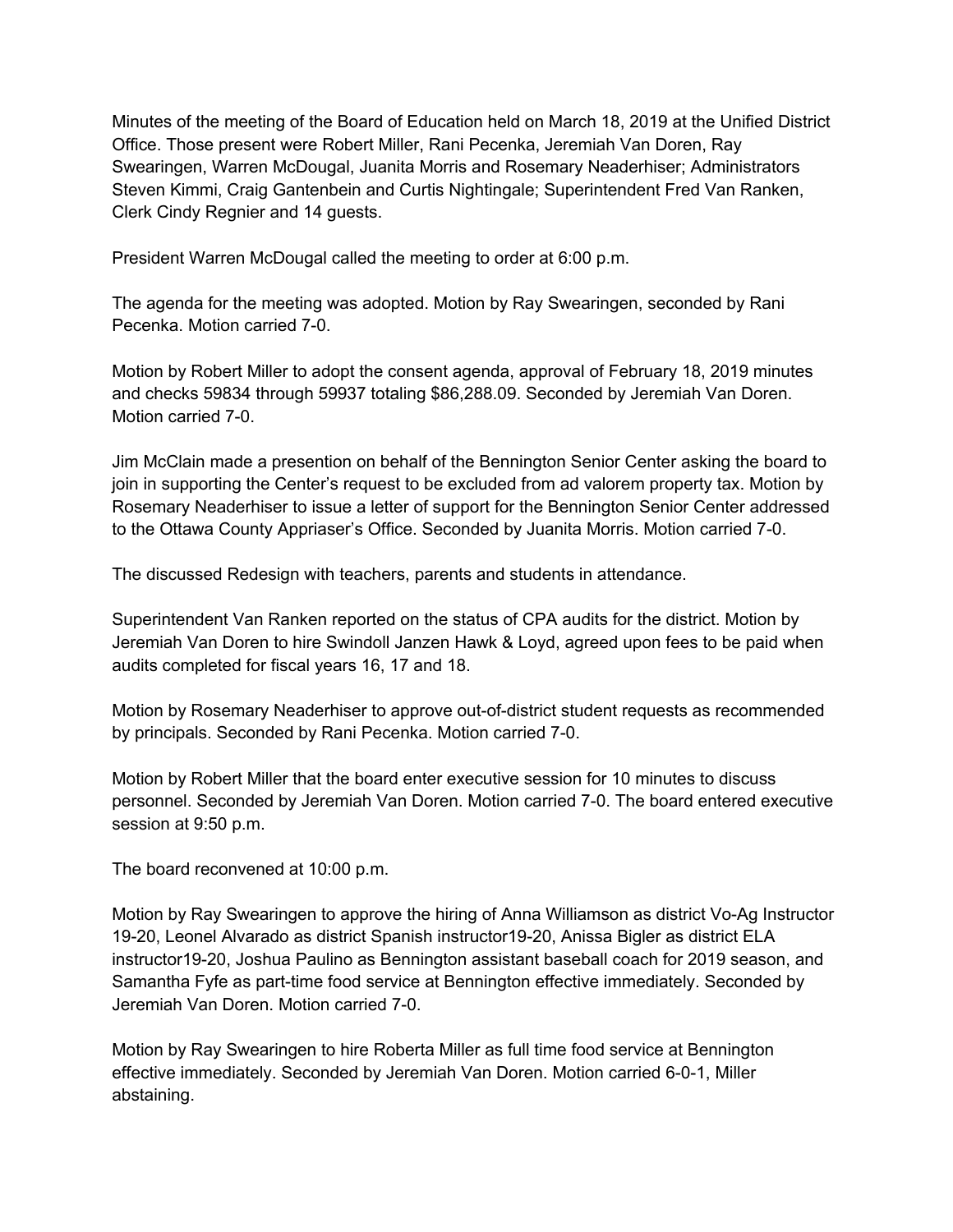Minutes of the meeting of the Board of Education held on March 18, 2019 at the Unified District Office. Those present were Robert Miller, Rani Pecenka, Jeremiah Van Doren, Ray Swearingen, Warren McDougal, Juanita Morris and Rosemary Neaderhiser; Administrators Steven Kimmi, Craig Gantenbein and Curtis Nightingale; Superintendent Fred Van Ranken, Clerk Cindy Regnier and 14 guests.

President Warren McDougal called the meeting to order at 6:00 p.m.

The agenda for the meeting was adopted. Motion by Ray Swearingen, seconded by Rani Pecenka. Motion carried 7-0.

Motion by Robert Miller to adopt the consent agenda, approval of February 18, 2019 minutes and checks 59834 through 59937 totaling $86,288.09. Seconded by Jeremiah Van Doren. Motion carried 7-0.

Jim McClain made a presention on behalf of the Bennington Senior Center asking the board to join in supporting the Center's request to be excluded from ad valorem property tax. Motion by Rosemary Neaderhiser to issue a letter of support for the Bennington Senior Center addressed to the Ottawa County Appriaser's Office. Seconded by Juanita Morris. Motion carried 7-0.

The discussed Redesign with teachers, parents and students in attendance.

Superintendent Van Ranken reported on the status of CPA audits for the district. Motion by Jeremiah Van Doren to hire Swindoll Janzen Hawk & Loyd, agreed upon fees to be paid when audits completed for fiscal years 16, 17 and 18.

Motion by Rosemary Neaderhiser to approve out-of-district student requests as recommended by principals. Seconded by Rani Pecenka. Motion carried 7-0.

Motion by Robert Miller that the board enter executive session for 10 minutes to discuss personnel. Seconded by Jeremiah Van Doren. Motion carried 7-0. The board entered executive session at 9:50 p.m.

The board reconvened at 10:00 p.m.

Motion by Ray Swearingen to approve the hiring of Anna Williamson as district Vo-Ag Instructor 19-20, Leonel Alvarado as district Spanish instructor19-20, Anissa Bigler as district ELA instructor19-20, Joshua Paulino as Bennington assistant baseball coach for 2019 season, and Samantha Fyfe as part-time food service at Bennington effective immediately. Seconded by Jeremiah Van Doren. Motion carried 7-0.

Motion by Ray Swearingen to hire Roberta Miller as full time food service at Bennington effective immediately. Seconded by Jeremiah Van Doren. Motion carried 6-0-1, Miller abstaining.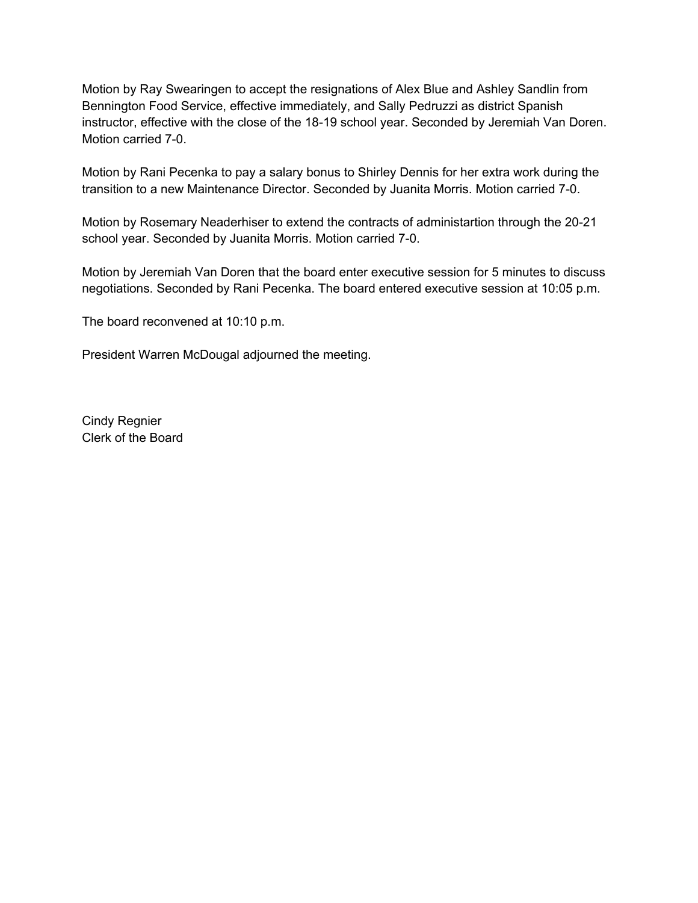Motion by Ray Swearingen to accept the resignations of Alex Blue and Ashley Sandlin from Bennington Food Service, effective immediately, and Sally Pedruzzi as district Spanish instructor, effective with the close of the 18-19 school year. Seconded by Jeremiah Van Doren. Motion carried 7-0.

Motion by Rani Pecenka to pay a salary bonus to Shirley Dennis for her extra work during the transition to a new Maintenance Director. Seconded by Juanita Morris. Motion carried 7-0.

Motion by Rosemary Neaderhiser to extend the contracts of administartion through the 20-21 school year. Seconded by Juanita Morris. Motion carried 7-0.

Motion by Jeremiah Van Doren that the board enter executive session for 5 minutes to discuss negotiations. Seconded by Rani Pecenka. The board entered executive session at 10:05 p.m.

The board reconvened at 10:10 p.m.

President Warren McDougal adjourned the meeting.

Cindy Regnier
Clerk of the Board